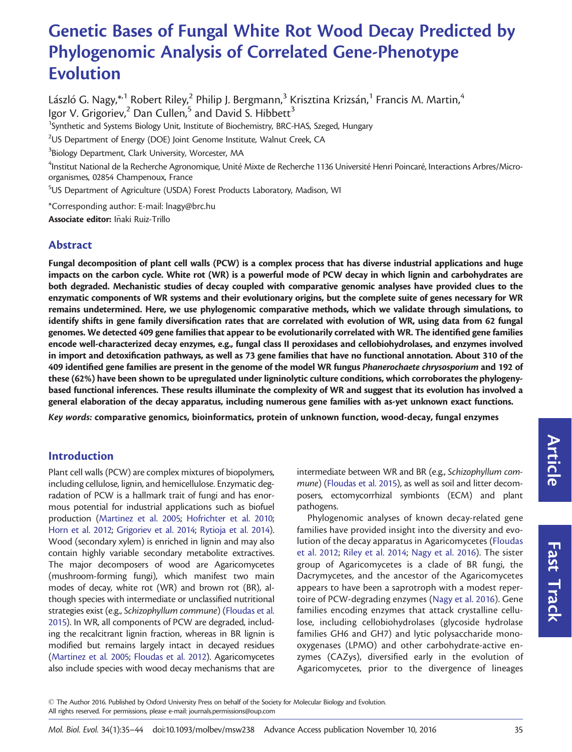# Genetic Bases of Fungal White Rot Wood Decay Predicted by Phylogenomic Analysis of Correlated Gene-Phenotype Evolution

László G. Nagy,*[,1] Robert Riley,[2] Philip J. Bergmann,[3] Krisztina Krizsán,[1] Francis M. Martin,[4] Igor V. Grigoriev,[2] Dan Cullen,[5] and David S. Hibbett[3]

[1]Synthetic and Systems Biology Unit, Institute of Biochemistry, BRC-HAS, Szeged, Hungary

[2]US Department of Energy (DOE) Joint Genome Institute, Walnut Creek, CA

[3]Biology Department, Clark University, Worcester, MA

[4]Institut National de la Recherche Agronomique, Unité Mixte de Recherche 1136 Université Henri Poincaré, Interactions Arbres/Micro-organismes, 02854 Champenoux, France

[5]US Department of Agriculture (USDA) Forest Products Laboratory, Madison, WI

*Corresponding author: E-mail: lnagy@brc.hu

**Associate editor:** Iñaki Ruiz-Trillo

## Abstract

**Fungal decomposition of plant cell walls (PCW) is a complex process that has diverse industrial applications and huge impacts on the carbon cycle. White rot (WR) is a powerful mode of PCW decay in which lignin and carbohydrates are both degraded. Mechanistic studies of decay coupled with comparative genomic analyses have provided clues to the enzymatic components of WR systems and their evolutionary origins, but the complete suite of genes necessary for WR remains undetermined. Here, we use phylogenomic comparative methods, which we validate through simulations, to identify shifts in gene family diversification rates that are correlated with evolution of WR, using data from 62 fungal genomes. We detected 409 gene families that appear to be evolutionarily correlated with WR. The identified gene families encode well-characterized decay enzymes, e.g., fungal class II peroxidases and cellobiohydrolases, and enzymes involved in import and detoxification pathways, as well as 73 gene families that have no functional annotation. About 310 of the 409 identified gene families are present in the genome of the model WR fungus *Phanerochaete chrysosporium* and 192 of these (62%) have been shown to be upregulated under ligninolytic culture conditions, which corroborates the phylogeny-based functional inferences. These results illuminate the complexity of WR and suggest that its evolution has involved a general elaboration of the decay apparatus, including numerous gene families with as-yet unknown exact functions.**

*Key words:* **comparative genomics, bioinformatics, protein of unknown function, wood-decay, fungal enzymes**

## Introduction

Plant cell walls (PCW) are complex mixtures of biopolymers, including cellulose, lignin, and hemicellulose. Enzymatic degradation of PCW is a hallmark trait of fungi and has enormous potential for industrial applications such as biofuel production (Martinez et al. 2005; Hofrichter et al. 2010; Horn et al. 2012; Grigoriev et al. 2014; Rytioja et al. 2014). Wood (secondary xylem) is enriched in lignin and may also contain highly variable secondary metabolite extractives. The major decomposers of wood are Agaricomycetes (mushroom-forming fungi), which manifest two main modes of decay, white rot (WR) and brown rot (BR), although species with intermediate or unclassified nutritional strategies exist (e.g., *Schizophyllum commune*) (Floudas et al. 2015). In WR, all components of PCW are degraded, including the recalcitrant lignin fraction, whereas in BR lignin is modified but remains largely intact in decayed residues (Martinez et al. 2005; Floudas et al. 2012). Agaricomycetes also include species with wood decay mechanisms that are intermediate between WR and BR (e.g., *Schizophyllum commune*) (Floudas et al. 2015), as well as soil and litter decomposers, ectomycorrhizal symbionts (ECM) and plant pathogens.

Phylogenomic analyses of known decay-related gene families have provided insight into the diversity and evolution of the decay apparatus in Agaricomycetes (Floudas et al. 2012; Riley et al. 2014; Nagy et al. 2016). The sister group of Agaricomycetes is a clade of BR fungi, the Dacrymycetes, and the ancestor of the Agaricomycetes appears to have been a saprotroph with a modest repertoire of PCW-degrading enzymes (Nagy et al. 2016). Gene families encoding enzymes that attack crystalline cellulose, including cellobiohydrolases (glycoside hydrolase families GH6 and GH7) and lytic polysaccharide monooxygenases (LPMO) and other carbohydrate-active enzymes (CAZys), diversified early in the evolution of Agaricomycetes, prior to the divergence of lineages

© The Author 2016. Published by Oxford University Press on behalf of the Society for Molecular Biology and Evolution. All rights reserved. For permissions, please e-mail: journals.permissions@oup.com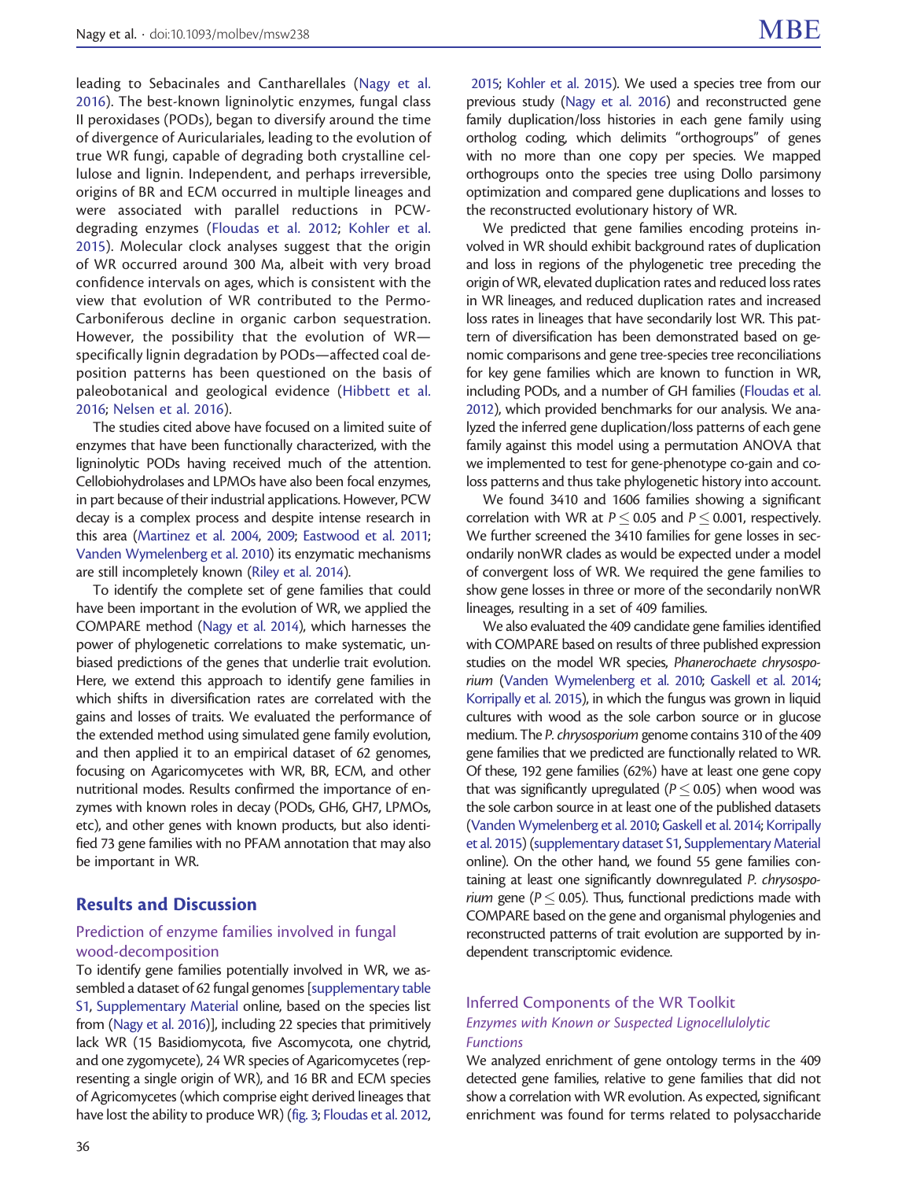leading to Sebacinales and Cantharellales (Nagy et al. 2016). The best-known ligninolytic enzymes, fungal class II peroxidases (PODs), began to diversify around the time of divergence of Auriculariales, leading to the evolution of true WR fungi, capable of degrading both crystalline cellulose and lignin. Independent, and perhaps irreversible, origins of BR and ECM occurred in multiple lineages and were associated with parallel reductions in PCW-degrading enzymes (Floudas et al. 2012; Kohler et al. 2015). Molecular clock analyses suggest that the origin of WR occurred around 300 Ma, albeit with very broad confidence intervals on ages, which is consistent with the view that evolution of WR contributed to the Permo-Carboniferous decline in organic carbon sequestration. However, the possibility that the evolution of WR—specifically lignin degradation by PODs—affected coal deposition patterns has been questioned on the basis of paleobotanical and geological evidence (Hibbett et al. 2016; Nelsen et al. 2016).

The studies cited above have focused on a limited suite of enzymes that have been functionally characterized, with the ligninolytic PODs having received much of the attention. Cellobiohydrolases and LPMOs have also been focal enzymes, in part because of their industrial applications. However, PCW decay is a complex process and despite intense research in this area (Martinez et al. 2004, 2009; Eastwood et al. 2011; Vanden Wymelenberg et al. 2010) its enzymatic mechanisms are still incompletely known (Riley et al. 2014).

To identify the complete set of gene families that could have been important in the evolution of WR, we applied the COMPARE method (Nagy et al. 2014), which harnesses the power of phylogenetic correlations to make systematic, unbiased predictions of the genes that underlie trait evolution. Here, we extend this approach to identify gene families in which shifts in diversification rates are correlated with the gains and losses of traits. We evaluated the performance of the extended method using simulated gene family evolution, and then applied it to an empirical dataset of 62 genomes, focusing on Agaricomycetes with WR, BR, ECM, and other nutritional modes. Results confirmed the importance of enzymes with known roles in decay (PODs, GH6, GH7, LPMOs, etc), and other genes with known products, but also identified 73 gene families with no PFAM annotation that may also be important in WR.

## Results and Discussion

### Prediction of enzyme families involved in fungal wood-decomposition

To identify gene families potentially involved in WR, we assembled a dataset of 62 fungal genomes [supplementary table S1, Supplementary Material online, based on the species list from (Nagy et al. 2016)], including 22 species that primitively lack WR (15 Basidiomycota, five Ascomycota, one chytrid, and one zygomycete), 24 WR species of Agaricomycetes (representing a single origin of WR), and 16 BR and ECM species of Agricomycetes (which comprise eight derived lineages that have lost the ability to produce WR) (fig. 3; Floudas et al. 2012, 2015; Kohler et al. 2015). We used a species tree from our previous study (Nagy et al. 2016) and reconstructed gene family duplication/loss histories in each gene family using ortholog coding, which delimits "orthogroups" of genes with no more than one copy per species. We mapped orthogroups onto the species tree using Dollo parsimony optimization and compared gene duplications and losses to the reconstructed evolutionary history of WR.

We predicted that gene families encoding proteins involved in WR should exhibit background rates of duplication and loss in regions of the phylogenetic tree preceding the origin of WR, elevated duplication rates and reduced loss rates in WR lineages, and reduced duplication rates and increased loss rates in lineages that have secondarily lost WR. This pattern of diversification has been demonstrated based on genomic comparisons and gene tree-species tree reconciliations for key gene families which are known to function in WR, including PODs, and a number of GH families (Floudas et al. 2012), which provided benchmarks for our analysis. We analyzed the inferred gene duplication/loss patterns of each gene family against this model using a permutation ANOVA that we implemented to test for gene-phenotype co-gain and co-loss patterns and thus take phylogenetic history into account.

We found 3410 and 1606 families showing a significant correlation with WR at $P \leq 0.05$ and $P \leq 0.001$, respectively. We further screened the 3410 families for gene losses in secondarily nonWR clades as would be expected under a model of convergent loss of WR. We required the gene families to show gene losses in three or more of the secondarily nonWR lineages, resulting in a set of 409 families.

We also evaluated the 409 candidate gene families identified with COMPARE based on results of three published expression studies on the model WR species, *Phanerochaete chrysosporium* (Vanden Wymelenberg et al. 2010; Gaskell et al. 2014; Korripally et al. 2015), in which the fungus was grown in liquid cultures with wood as the sole carbon source or in glucose medium. The *P. chrysosporium* genome contains 310 of the 409 gene families that we predicted are functionally related to WR. Of these, 192 gene families (62%) have at least one gene copy that was significantly upregulated ($P \leq 0.05$) when wood was the sole carbon source in at least one of the published datasets (Vanden Wymelenberg et al. 2010; Gaskell et al. 2014; Korripally et al. 2015) (supplementary dataset S1, Supplementary Material online). On the other hand, we found 55 gene families containing at least one significantly downregulated *P. chrysosporium* gene ($P \leq 0.05$). Thus, functional predictions made with COMPARE based on the gene and organismal phylogenies and reconstructed patterns of trait evolution are supported by independent transcriptomic evidence.

### Inferred Components of the WR Toolkit

#### *Enzymes with Known or Suspected Lignocellulolytic Functions*

We analyzed enrichment of gene ontology terms in the 409 detected gene families, relative to gene families that did not show a correlation with WR evolution. As expected, significant enrichment was found for terms related to polysaccharide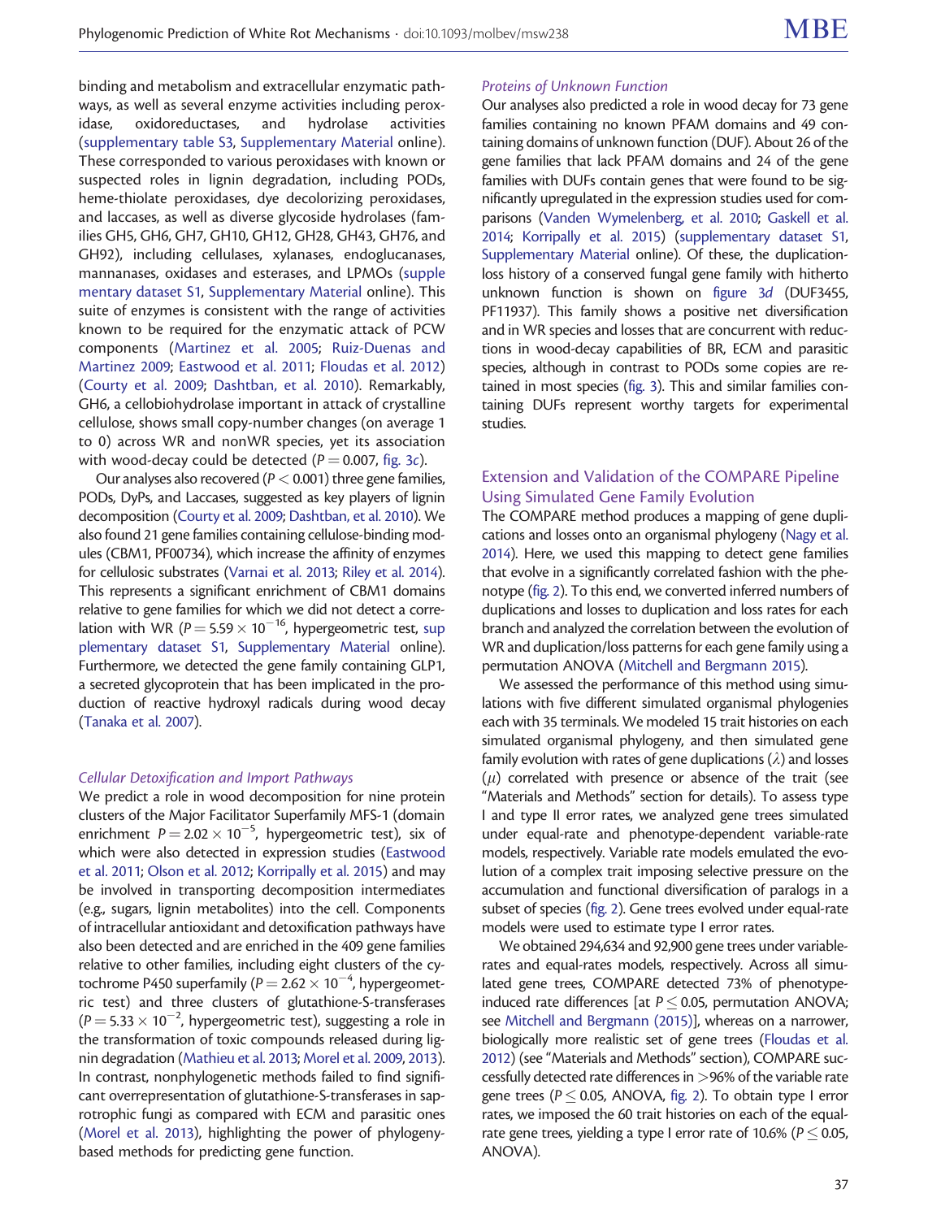binding and metabolism and extracellular enzymatic pathways, as well as several enzyme activities including peroxidase, oxidoreductases, and hydrolase activities (supplementary table S3, Supplementary Material online). These corresponded to various peroxidases with known or suspected roles in lignin degradation, including PODs, heme-thiolate peroxidases, dye decolorizing peroxidases, and laccases, as well as diverse glycoside hydrolases (families GH5, GH6, GH7, GH10, GH12, GH28, GH43, GH76, and GH92), including cellulases, xylanases, endoglucanases, mannanases, oxidases and esterases, and LPMOs (supplementary dataset S1, Supplementary Material online). This suite of enzymes is consistent with the range of activities known to be required for the enzymatic attack of PCW components (Martinez et al. 2005; Ruiz-Duenas and Martinez 2009; Eastwood et al. 2011; Floudas et al. 2012) (Courty et al. 2009; Dashtban, et al. 2010). Remarkably, GH6, a cellobiohydrolase important in attack of crystalline cellulose, shows small copy-number changes (on average 1 to 0) across WR and nonWR species, yet its association with wood-decay could be detected ($P = 0.007$, fig. 3c).

Our analyses also recovered ($P < 0.001$) three gene families, PODs, DyPs, and Laccases, suggested as key players of lignin decomposition (Courty et al. 2009; Dashtban, et al. 2010). We also found 21 gene families containing cellulose-binding modules (CBM1, PF00734), which increase the affinity of enzymes for cellulosic substrates (Varnai et al. 2013; Riley et al. 2014). This represents a significant enrichment of CBM1 domains relative to gene families for which we did not detect a correlation with WR ($P = 5.59 \times 10^{-16}$, hypergeometric test, supplementary dataset S1, Supplementary Material online). Furthermore, we detected the gene family containing GLP1, a secreted glycoprotein that has been implicated in the production of reactive hydroxyl radicals during wood decay (Tanaka et al. 2007).

#### *Cellular Detoxification and Import Pathways*

We predict a role in wood decomposition for nine protein clusters of the Major Facilitator Superfamily MFS-1 (domain enrichment $P = 2.02 \times 10^{-5}$, hypergeometric test), six of which were also detected in expression studies (Eastwood et al. 2011; Olson et al. 2012; Korripally et al. 2015) and may be involved in transporting decomposition intermediates (e.g., sugars, lignin metabolites) into the cell. Components of intracellular antioxidant and detoxification pathways have also been detected and are enriched in the 409 gene families relative to other families, including eight clusters of the cytochrome P450 superfamily ($P = 2.62 \times 10^{-4}$, hypergeometric test) and three clusters of glutathione-S-transferases ($P = 5.33 \times 10^{-2}$, hypergeometric test), suggesting a role in the transformation of toxic compounds released during lignin degradation (Mathieu et al. 2013; Morel et al. 2009, 2013). In contrast, nonphylogenetic methods failed to find significant overrepresentation of glutathione-S-transferases in saprotrophic fungi as compared with ECM and parasitic ones (Morel et al. 2013), highlighting the power of phylogeny-based methods for predicting gene function.

#### *Proteins of Unknown Function*

Our analyses also predicted a role in wood decay for 73 gene families containing no known PFAM domains and 49 containing domains of unknown function (DUF). About 26 of the gene families that lack PFAM domains and 24 of the gene families with DUFs contain genes that were found to be significantly upregulated in the expression studies used for comparisons (Vanden Wymelenberg, et al. 2010; Gaskell et al. 2014; Korripally et al. 2015) (supplementary dataset S1, Supplementary Material online). Of these, the duplication-loss history of a conserved fungal gene family with hitherto unknown function is shown on figure 3d (DUF3455, PF11937). This family shows a positive net diversification and in WR species and losses that are concurrent with reductions in wood-decay capabilities of BR, ECM and parasitic species, although in contrast to PODs some copies are retained in most species (fig. 3). This and similar families containing DUFs represent worthy targets for experimental studies.

### Extension and Validation of the COMPARE Pipeline Using Simulated Gene Family Evolution

The COMPARE method produces a mapping of gene duplications and losses onto an organismal phylogeny (Nagy et al. 2014). Here, we used this mapping to detect gene families that evolve in a significantly correlated fashion with the phenotype (fig. 2). To this end, we converted inferred numbers of duplications and losses to duplication and loss rates for each branch and analyzed the correlation between the evolution of WR and duplication/loss patterns for each gene family using a permutation ANOVA (Mitchell and Bergmann 2015).

We assessed the performance of this method using simulations with five different simulated organismal phylogenies each with 35 terminals. We modeled 15 trait histories on each simulated organismal phylogeny, and then simulated gene family evolution with rates of gene duplications ($\lambda$) and losses ($\mu$) correlated with presence or absence of the trait (see "Materials and Methods" section for details). To assess type I and type II error rates, we analyzed gene trees simulated under equal-rate and phenotype-dependent variable-rate models, respectively. Variable rate models emulated the evolution of a complex trait imposing selective pressure on the accumulation and functional diversification of paralogs in a subset of species (fig. 2). Gene trees evolved under equal-rate models were used to estimate type I error rates.

We obtained 294,634 and 92,900 gene trees under variable-rates and equal-rates models, respectively. Across all simulated gene trees, COMPARE detected 73% of phenotype-induced rate differences [at $P \leq 0.05$, permutation ANOVA; see Mitchell and Bergmann (2015)], whereas on a narrower, biologically more realistic set of gene trees (Floudas et al. 2012) (see "Materials and Methods" section), COMPARE successfully detected >96% of the variable rate gene trees ($P \leq 0.05$, ANOVA, fig. 2). To obtain type I error rates, we imposed the 60 trait histories on each of the equal-rate gene trees, yielding a type I error rate of 10.6% ($P \leq 0.05$, ANOVA).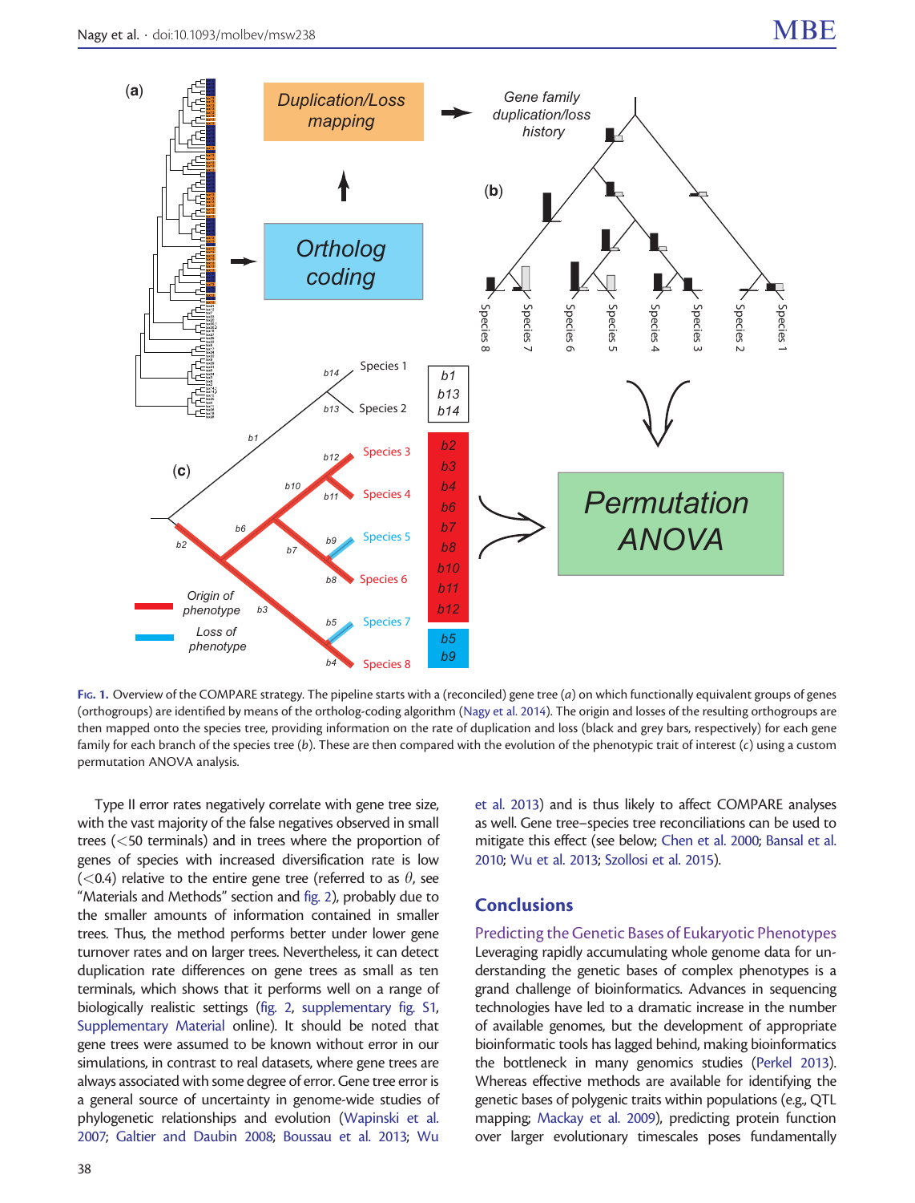Fig. 1. Overview of the COMPARE strategy. The pipeline starts with a (reconciled) gene tree (*a*) on which functionally equivalent groups of genes (orthogroups) are identified by means of the ortholog-coding algorithm (Nagy et al. 2014). The origin and losses of the resulting orthogroups are then mapped onto the species tree, providing information on the rate of duplication and loss (black and grey bars, respectively) for each gene family for each branch of the species tree (*b*). These are then compared with the evolution of the phenotypic trait of interest (*c*) using a custom permutation ANOVA analysis.

Type II error rates negatively correlate with gene tree size, with the vast majority of the false negatives observed in small trees (<50 terminals) and in trees where the proportion of genes of species with increased diversification rate is low (<0.4) relative to the entire gene tree (referred to as $\theta$, see "Materials and Methods" section and fig. 2), probably due to the smaller amounts of information contained in smaller trees. Thus, the method performs better under lower gene turnover rates and on larger trees. Nevertheless, it can detect duplication rate differences on gene trees as small as ten terminals, which shows that it performs well on a range of biologically realistic settings (fig. 2, supplementary fig. S1, Supplementary Material online). It should be noted that gene trees were assumed to be known without error in our simulations, in contrast to real datasets, where gene trees are always associated with some degree of error. Gene tree error is a general source of uncertainty in genome-wide studies of phylogenetic relationships and evolution (Wapinski et al. 2007; Galtier and Daubin 2008; Boussau et al. 2013; Wu et al. 2013) and is thus likely to affect COMPARE analyses as well. Gene tree–species tree reconciliations can be used to mitigate this effect (see below; Chen et al. 2000; Bansal et al. 2010; Wu et al. 2013; Szollosi et al. 2015).

## Conclusions

### Predicting the Genetic Bases of Eukaryotic Phenotypes

Leveraging rapidly accumulating whole genome data for understanding the genetic bases of complex phenotypes is a grand challenge of bioinformatics. Advances in sequencing technologies have led to a dramatic increase in the number of available genomes, but the development of appropriate bioinformatic tools has lagged behind, making bioinformatics the bottleneck in many genomics studies (Perkel 2013). Whereas effective methods are available for identifying the genetic bases of polygenic traits within populations (e.g., QTL mapping; Mackay et al. 2009), predicting protein function over larger evolutionary timescales poses fundamentally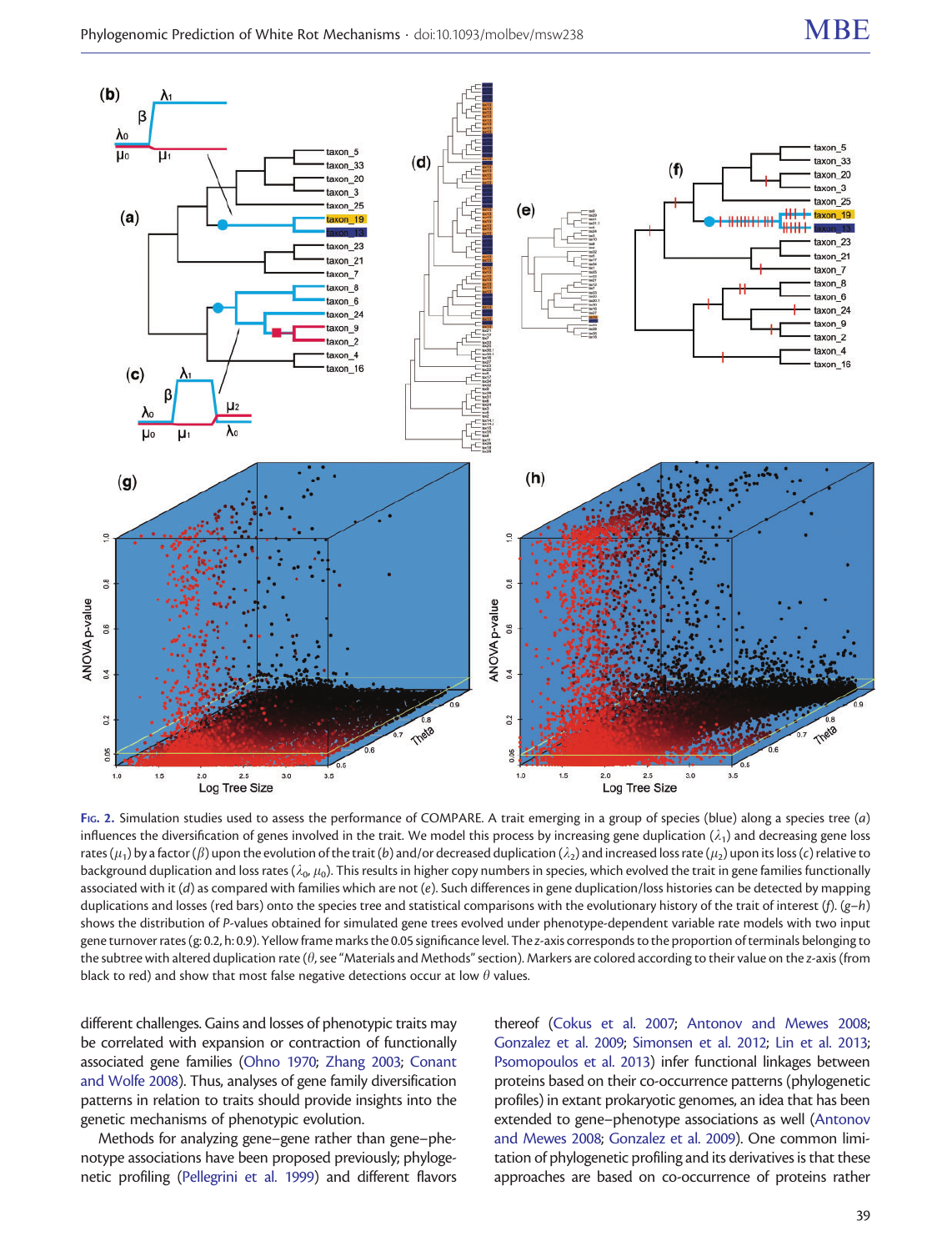Fig. 2. Simulation studies used to assess the performance of COMPARE. A trait emerging in a group of species (blue) along a species tree (*a*) influences the diversification of genes involved in the trait. We model this process by increasing gene duplication ($\lambda_1$) and decreasing gene loss rates ($\mu_1$) by a factor ($\beta$) upon the evolution of the trait (*b*) and/or decreased duplication ($\lambda_2$) and increased loss rate ($\mu_2$) upon its loss (*c*) relative to background duplication and loss rates ($\lambda_0$, $\mu_0$). This results in higher copy numbers in species, which evolved the trait in gene families functionally associated with it (*d*) as compared with families which are not (*e*). Such differences in gene duplication/loss histories can be detected by mapping duplications and losses (red bars) onto the species tree and statistical comparisons with the evolutionary history of the trait of interest (*f*). (*g–h*) shows the distribution of *P*-values obtained for simulated gene trees evolved under phenotype-dependent variable rate models with two input gene turnover rates (g: 0.2, h: 0.9). Yellow frame marks the 0.05 significance level. The *z*-axis corresponds to the proportion of terminals belonging to the subtree with altered duplication rate ($\theta$, see "Materials and Methods" section). Markers are colored according to their value on the *z*-axis (from black to red) and show that most false negative detections occur at low $\theta$ values.

different challenges. Gains and losses of phenotypic traits may be correlated with expansion or contraction of functionally associated gene families (Ohno 1970; Zhang 2003; Conant and Wolfe 2008). Thus, analyses of gene family diversification patterns in relation to traits should provide insights into the genetic mechanisms of phenotypic evolution.

Methods for analyzing gene–gene rather than gene–phenotype associations have been proposed previously; phylogenetic profiling (Pellegrini et al. 1999) and different flavors thereof (Cokus et al. 2007; Antonov and Mewes 2008; Gonzalez et al. 2009; Simonsen et al. 2012; Lin et al. 2013; Psomopoulos et al. 2013) infer functional linkages between proteins based on their co-occurrence patterns (phylogenetic profiles) in extant prokaryotic genomes, an idea that has been extended to gene–phenotype associations as well (Antonov and Mewes 2008; Gonzalez et al. 2009). One common limitation of phylogenetic profiling and its derivatives is that these approaches are based on co-occurrence of proteins rather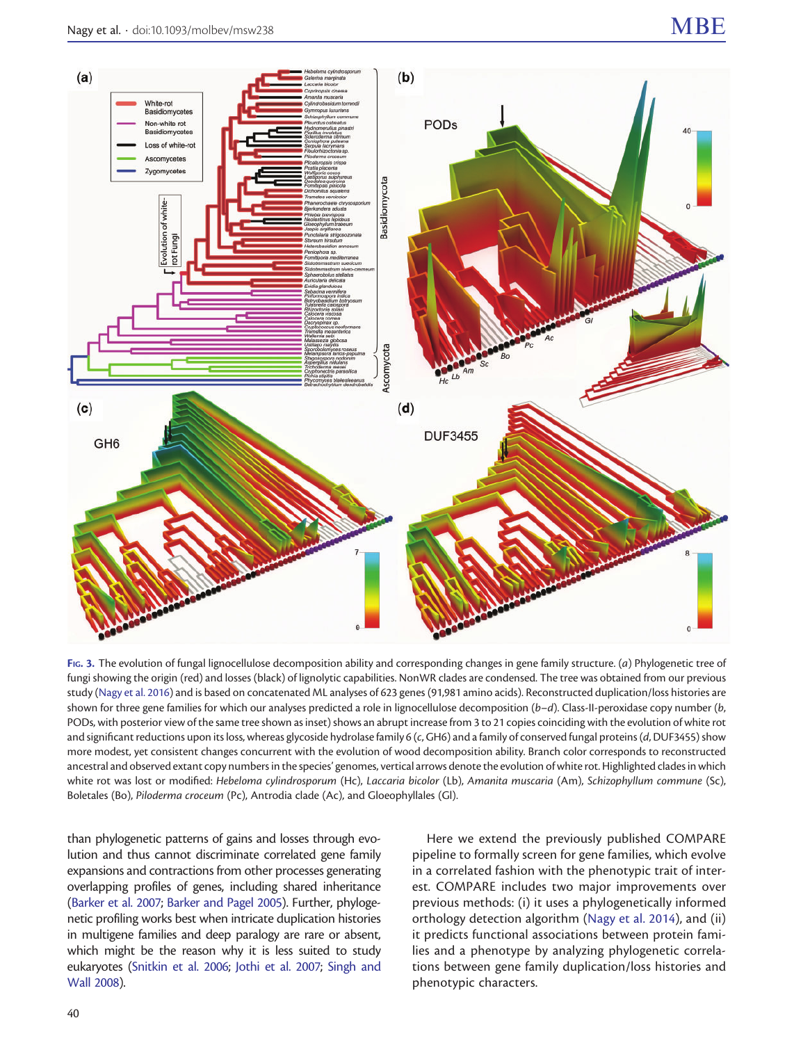**Fig. 3.** The evolution of fungal lignocellulose decomposition ability and corresponding changes in gene family structure. (*a*) Phylogenetic tree of fungi showing the origin (red) and losses (black) of lignolytic capabilities. NonWR clades are condensed. The tree was obtained from our previous study (Nagy et al. 2016) and is based on concatenated ML analyses of 623 genes (91,981 amino acids). Reconstructed duplication/loss histories are shown for three gene families for which our analyses predicted a role in lignocellulose decomposition (*b–d*). Class-II-peroxidase copy number (*b*, PODs, with posterior view of the same tree shown as inset) shows an abrupt increase from 3 to 21 copies coinciding with the evolution of white rot and significant reductions upon its loss, whereas glycoside hydrolase family 6 (*c*, GH6) and a family of conserved fungal proteins (*d*, DUF3455) show more modest, yet consistent changes concurrent with the evolution of wood decomposition ability. Branch color corresponds to reconstructed ancestral and observed extant copy numbers in the species' genomes, vertical arrows denote the evolution of white rot. Highlighted clades in which white rot was lost or modified: *Hebeloma cylindrosporum* (Hc), *Laccaria bicolor* (Lb), *Amanita muscaria* (Am), *Schizophyllum commune* (Sc), Boletales (Bo), *Piloderma croceum* (Pc), Antrodia clade (Ac), and Gloeophyllales (Gl).

than phylogenetic patterns of gains and losses through evolution and thus cannot discriminate correlated gene family expansions and contractions from other processes generating overlapping profiles of genes, including shared inheritance (Barker et al. 2007; Barker and Pagel 2005). Further, phylogenetic profiling works best when intricate duplication histories in multigene families and deep paralogy are rare or absent, which might be the reason why it is less suited to study eukaryotes (Snitkin et al. 2006; Jothi et al. 2007; Singh and Wall 2008).

Here we extend the previously published COMPARE pipeline to formally screen for gene families, which evolve in a correlated fashion with the phenotypic trait of interest. COMPARE includes two major improvements over previous methods: (i) it uses a phylogenetically informed orthology detection algorithm (Nagy et al. 2014), and (ii) it predicts functional associations between protein families and a phenotype by analyzing phylogenetic correlations between gene family duplication/loss histories and phenotypic characters.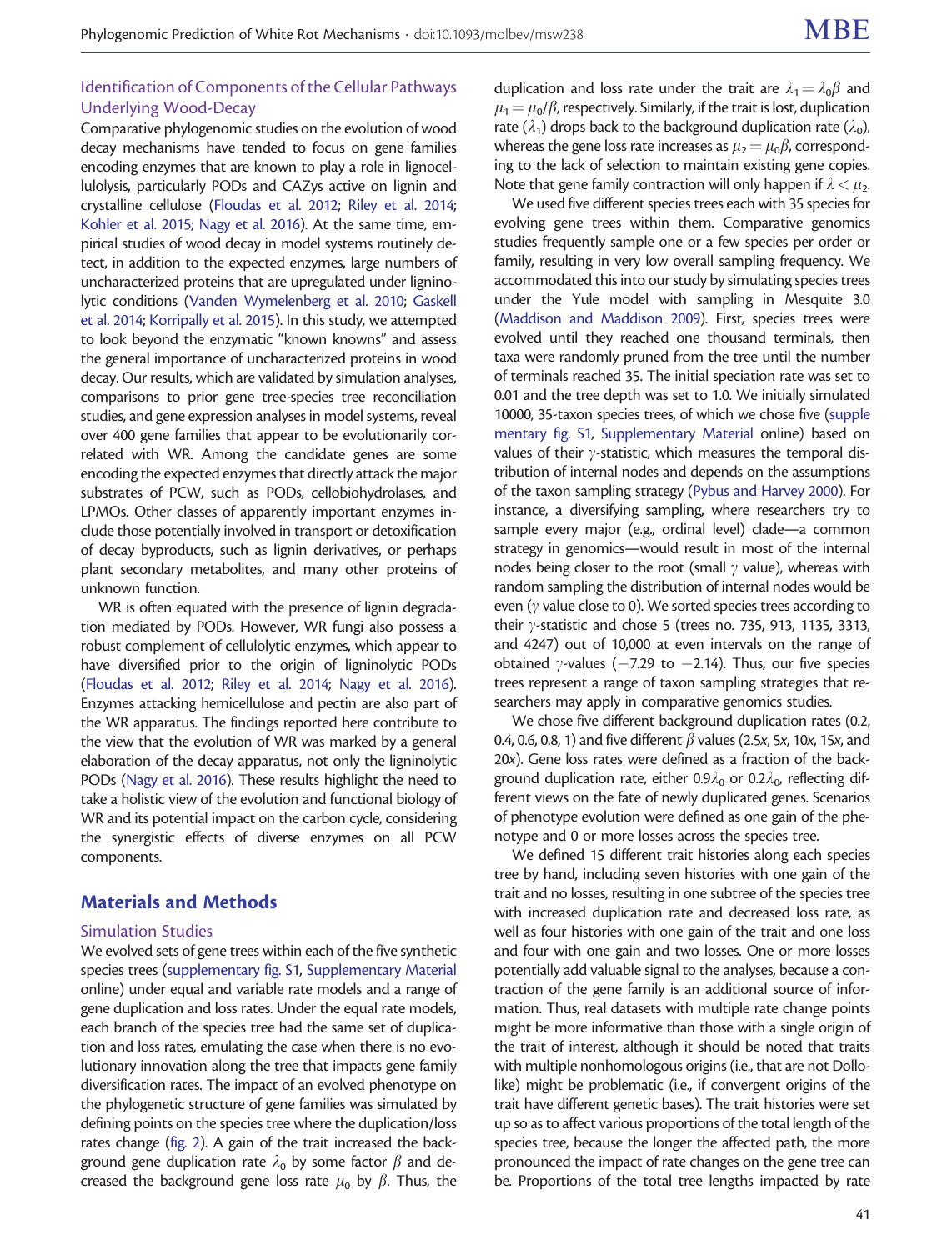### Identification of Components of the Cellular Pathways Underlying Wood-Decay

Comparative phylogenomic studies on the evolution of wood decay mechanisms have tended to focus on gene families encoding enzymes that are known to play a role in lignocellulolysis, particularly PODs and CAZys active on lignin and crystalline cellulose (Floudas et al. 2012; Riley et al. 2014; Kohler et al. 2015; Nagy et al. 2016). At the same time, empirical studies of wood decay in model systems routinely detect, in addition to the expected enzymes, large numbers of uncharacterized proteins that are upregulated under ligninolytic conditions (Vanden Wymelenberg et al. 2010; Gaskell et al. 2014; Korripally et al. 2015). In this study, we attempted to look beyond the enzymatic "known knowns" and assess the general importance of uncharacterized proteins in wood decay. Our results, which are validated by simulation analyses, comparisons to prior gene tree-species tree reconciliation studies, and gene expression analyses in model systems, reveal over 400 gene families that appear to be evolutionarily correlated with WR. Among the candidate genes are some encoding the expected enzymes that directly attack the major substrates of PCW, such as PODs, cellobiohydrolases, and LPMOs. Other classes of apparently important enzymes include those potentially involved in transport or detoxification of decay byproducts, such as lignin derivatives, or perhaps plant secondary metabolites, and many other proteins of unknown function.

WR is often equated with the presence of lignin degradation mediated by PODs. However, WR fungi also possess a robust complement of cellulolytic enzymes, which appear to have diversified prior to the origin of ligninolytic PODs (Floudas et al. 2012; Riley et al. 2014; Nagy et al. 2016). Enzymes attacking hemicellulose and pectin are also part of the WR apparatus. The findings reported here contribute to the view that the evolution of WR was marked by a general elaboration of the decay apparatus, not only the ligninolytic PODs (Nagy et al. 2016). These results highlight the need to take a holistic view of the evolution and functional biology of WR and its potential impact on the carbon cycle, considering the synergistic effects of diverse enzymes on all PCW components.

## Materials and Methods

### Simulation Studies

We evolved sets of gene trees within each of the five synthetic species trees (supplementary fig. S1, Supplementary Material online) under equal and variable rate models and a range of gene duplication and loss rates. Under the equal rate models, each branch of the species tree had the same set of duplication and loss rates, emulating the case when there is no evolutionary innovation along the tree that impacts gene family diversification rates. The impact of an evolved phenotype on the phylogenetic structure of gene families was simulated by defining points on the species tree where the duplication/loss rates change (fig. 2). A gain of the trait increased the background gene duplication rate $\lambda_0$ by some factor $\beta$ and decreased the background gene loss rate $\mu_0$ by $\beta$. Thus, the duplication and loss rate under the trait are $\lambda_1 = \lambda_0\beta$ and $\mu_1 = \mu_0/\beta$, respectively. Similarly, if the trait is lost, duplication rate ($\lambda_1$) drops back to the background duplication rate ($\lambda_0$), whereas the gene loss rate increases as $\mu_2 = \mu_0\beta$, corresponding to the lack of selection to maintain existing gene copies. Note that gene family contraction will only happen if $\lambda < \mu_2$.

We used five different species trees each with 35 species for evolving gene trees within them. Comparative genomics studies frequently sample one or a few species per order or family, resulting in very low overall sampling frequency. We accommodated this into our study by simulating species trees under the Yule model with sampling in Mesquite 3.0 (Maddison and Maddison 2009). First, species trees were evolved until they reached one thousand terminals, then taxa were randomly pruned from the tree until the number of terminals reached 35. The initial speciation rate was set to 0.01 and the tree depth was set to 1.0. We initially simulated 10000, 35-taxon species trees, of which we chose five (supplementary fig. S1, Supplementary Material online) based on values of their $\gamma$-statistic, which measures the temporal distribution of internal nodes and depends on the assumptions of the taxon sampling strategy (Pybus and Harvey 2000). For instance, a diversifying sampling, where researchers try to sample every major (e.g., ordinal level) clade—a common strategy in genomics—would result in most of the internal nodes being closer to the root (small $\gamma$ value), whereas with random sampling the distribution of internal nodes would be even ($\gamma$ value close to 0). We sorted species trees according to their $\gamma$-statistic and chose 5 (trees no. 735, 913, 1135, 3313, and 4247) out of 10,000 at even intervals on the range of obtained $\gamma$-values ($-7.29$ to $-2.14$). Thus, our five species trees represent a range of taxon sampling strategies that researchers may apply in comparative genomics studies.

We chose five different background duplication rates (0.2, 0.4, 0.6, 0.8, 1) and five different $\beta$ values (2.5x, 5x, 10x, 15x, and 20x). Gene loss rates were defined as a fraction of the background duplication rate, either $0.9\lambda_0$ or $0.2\lambda_0$, reflecting different views on the fate of newly duplicated genes. Scenarios of phenotype evolution were defined as one gain of the phenotype and 0 or more losses across the species tree.

We defined 15 different trait histories along each species tree by hand, including seven histories with one gain of the trait and no losses, resulting in one subtree of the species tree with increased duplication rate and decreased loss rate, as well as four histories with one gain of the trait and one loss and four with one gain and two losses. One or more losses potentially add valuable signal to the analyses, because a contraction of the gene family is an additional source of information. Thus, real datasets with multiple rate change points might be more informative than those with a single origin of the trait of interest, although it should be noted that traits with multiple nonhomologous origins (i.e., that are not Dollo-like) might be problematic (i.e., if convergent origins of the trait have different genetic bases). The trait histories were set up so as to affect various proportions of the total length of the species tree, because the longer the affected path, the more pronounced the impact of rate changes on the gene tree can be. Proportions of the total tree lengths impacted by rate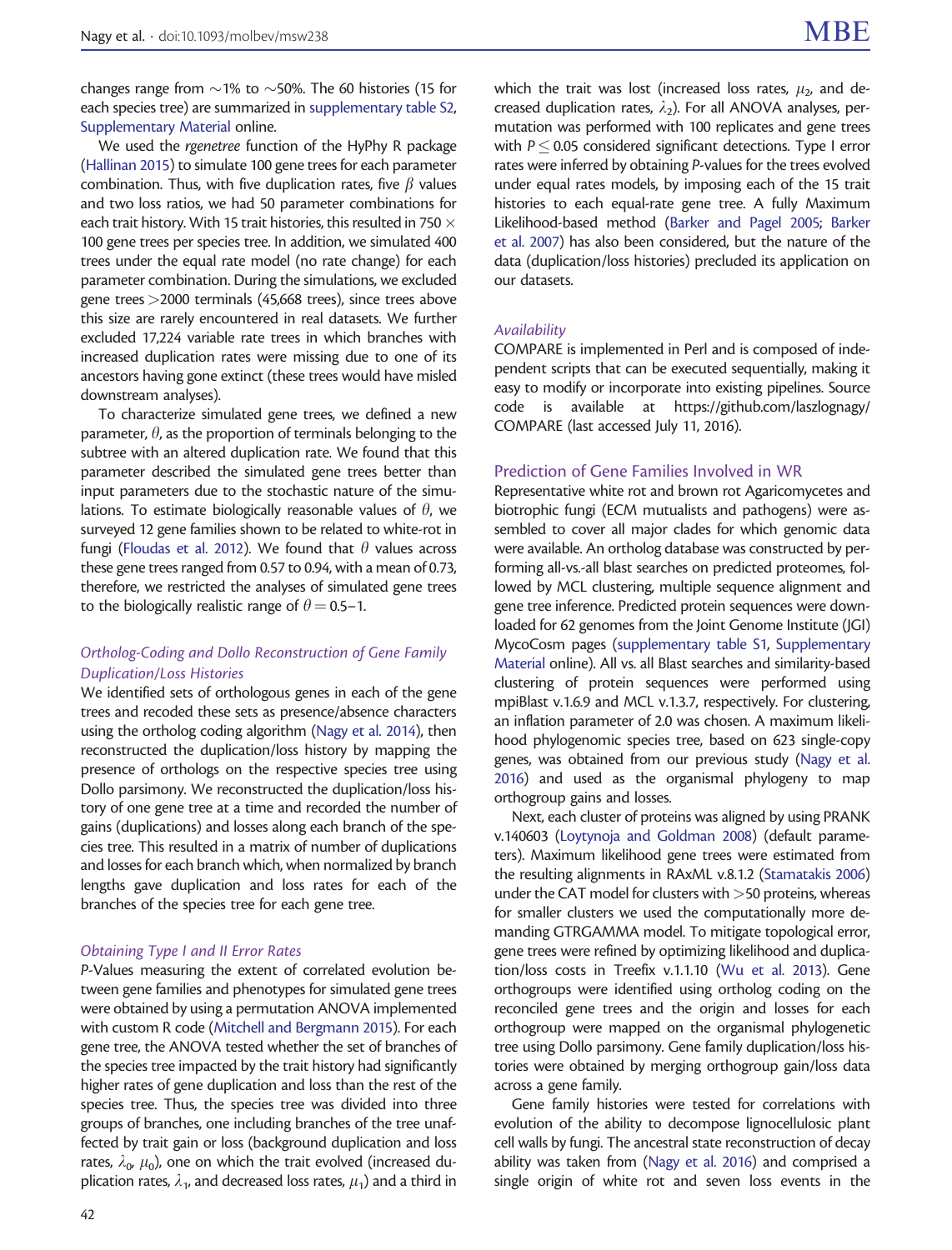changes range from ~1% to ~50%. The 60 histories (15 for each species tree) are summarized in supplementary table S2, Supplementary Material online.

We used the *rgenetree* function of the HyPhy R package (Hallinan 2015) to simulate 100 gene trees for each parameter combination. Thus, with five duplication rates, five $\beta$ values and two loss ratios, we had 50 parameter combinations for each trait history. With 15 trait histories, this resulted in 750 × 100 gene trees per species tree. In addition, we simulated 400 trees under the equal rate model (no rate change) for each parameter combination. During the simulations, we excluded gene trees >2000 terminals (45,668 trees), since trees above this size are rarely encountered in real datasets. We further excluded 17,224 variable rate trees in which branches with increased duplication rates were missing due to one of its ancestors having gone extinct (these trees would have misled downstream analyses).

To characterize simulated gene trees, we defined a new parameter, $\theta$, as the proportion of terminals belonging to the subtree with an altered duplication rate. We found that this parameter described the simulated gene trees better than input parameters due to the stochastic nature of the simulations. To estimate biologically reasonable values of $\theta$, we surveyed 12 gene families shown to be related to white-rot in fungi (Floudas et al. 2012). We found that $\theta$ values across these gene trees ranged from 0.57 to 0.94, with a mean of 0.73, therefore, we restricted the analyses of simulated gene trees to the biologically realistic range of $\theta = 0.5$–1.

### *Ortholog-Coding and Dollo Reconstruction of Gene Family Duplication/Loss Histories*

We identified sets of orthologous genes in each of the gene trees and recoded these sets as presence/absence characters using the ortholog coding algorithm (Nagy et al. 2014), then reconstructed the duplication/loss history by mapping the presence of orthologs on the respective species tree using Dollo parsimony. We reconstructed the duplication/loss history of one gene tree at a time and recorded the number of gains (duplications) and losses along each branch of the species tree. This resulted in a matrix of number of duplications and losses for each branch which, when normalized by branch lengths gave duplication and loss rates for each of the branches of the species tree for each gene tree.

### *Obtaining Type I and II Error Rates*

*P*-Values measuring the extent of correlated evolution between gene families and phenotypes for simulated gene trees were obtained by using a permutation ANOVA implemented with custom R code (Mitchell and Bergmann 2015). For each gene tree, the ANOVA tested whether the set of branches of the species tree impacted by the trait history had significantly higher rates of gene duplication and loss than the rest of the species tree. Thus, the species tree was divided into three groups of branches, one including branches of the tree unaffected by trait gain or loss (background duplication and loss rates, $\lambda_0$, $\mu_0$), one on which the trait evolved (increased duplication rates, $\lambda_1$, and decreased loss rates, $\mu_1$) and a third in which the trait was lost (increased loss rates, $\mu_2$, and decreased duplication rates, $\lambda_2$). For all ANOVA analyses, permutation was performed with 100 replicates and gene trees with $P \leq 0.05$ considered significant detections. Type I error rates were inferred by obtaining *P*-values for the trees evolved under equal rates models, by imposing each of the 15 trait histories to each equal-rate gene tree. A fully Maximum Likelihood-based method (Barker and Pagel 2005; Barker et al. 2007) has also been considered, but the nature of the data (duplication/loss histories) precluded its application on our datasets.

### *Availability*

COMPARE is implemented in Perl and is composed of independent scripts that can be executed sequentially, making it easy to modify or incorporate into existing pipelines. Source code is available at https://github.com/laszlognagy/COMPARE (last accessed July 11, 2016).

## Prediction of Gene Families Involved in WR

Representative white rot and brown rot Agaricomycetes and biotrophic fungi (ECM mutualists and pathogens) were assembled to cover all major clades for which genomic data were available. An ortholog database was constructed by performing all-vs.-all blast searches on predicted proteomes, followed by MCL clustering, multiple sequence alignment and gene tree inference. Predicted protein sequences were downloaded for 62 genomes from the Joint Genome Institute (JGI) MycoCosm pages (supplementary table S1, Supplementary Material online). All vs. all Blast searches and similarity-based clustering of protein sequences were performed using mpiBlast v.1.6.9 and MCL v.1.3.7, respectively. For clustering, an inflation parameter of 2.0 was chosen. A maximum likelihood phylogenomic species tree, based on 623 single-copy genes, was obtained from our previous study (Nagy et al. 2016) and used as the organismal phylogeny to map orthogroup gains and losses.

Next, each cluster of proteins was aligned by using PRANK v.140603 (Loytynoja and Goldman 2008) (default parameters). Maximum likelihood gene trees were estimated from the resulting alignments in RAxML v.8.1.2 (Stamatakis 2006) under the CAT model for clusters with >50 proteins, whereas for smaller clusters we used the computationally more demanding GTRGAMMA model. To mitigate topological error, gene trees were refined by optimizing likelihood and duplication/loss costs in Treefix v.1.1.10 (Wu et al. 2013). Gene orthogroups were identified using ortholog coding on the reconciled gene trees and the origin and losses for each orthogroup were mapped on the organismal phylogenetic tree using Dollo parsimony. Gene family duplication/loss histories were obtained by merging orthogroup gain/loss data across a gene family.

Gene family histories were tested for correlations with evolution of the ability to decompose lignocellulosic plant cell walls by fungi. The ancestral state reconstruction of decay ability was taken from (Nagy et al. 2016) and comprised a single origin of white rot and seven loss events in the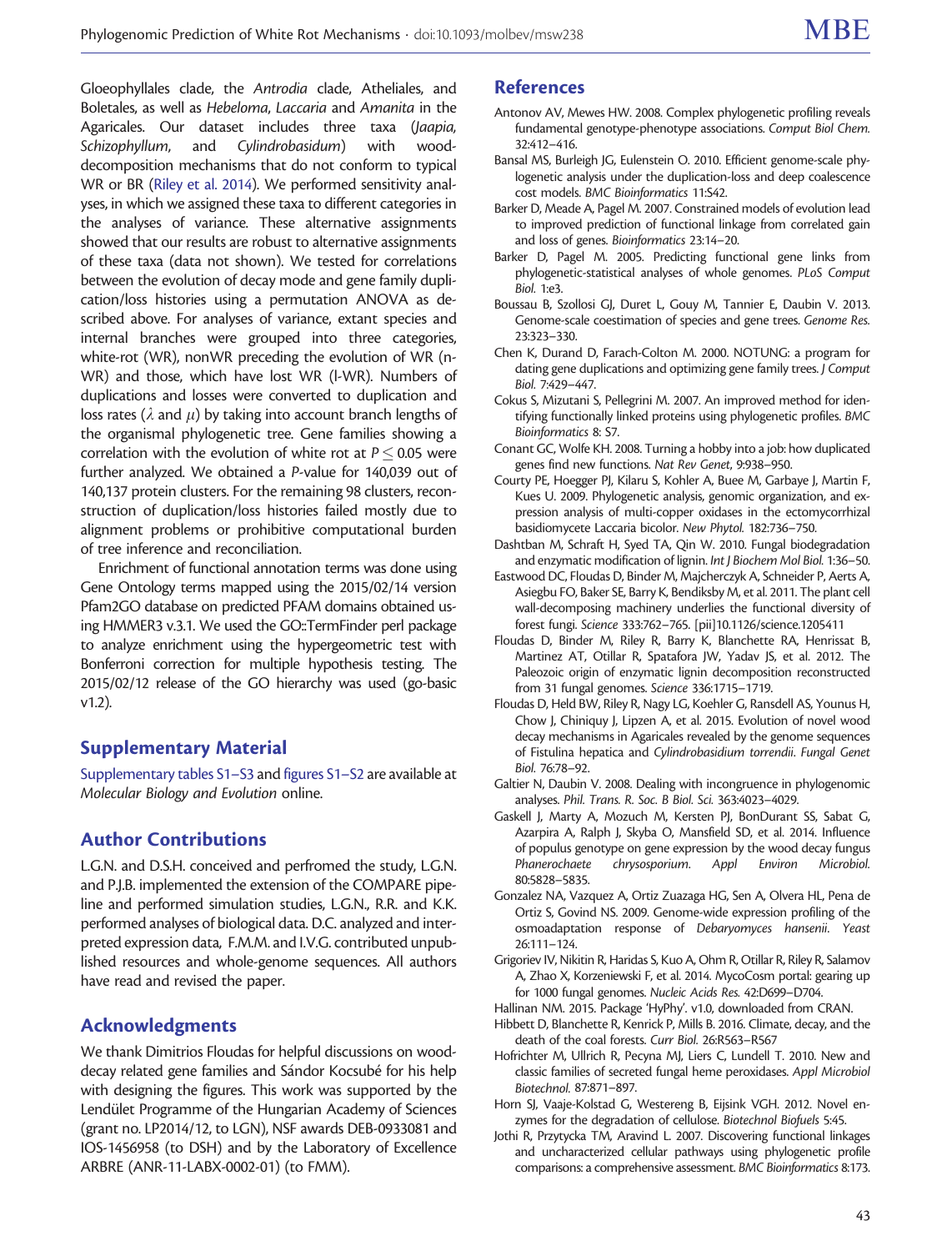Gloeophyllales clade, the *Antrodia* clade, Atheliales, and Boletales, as well as *Hebeloma*, *Laccaria* and *Amanita* in the Agaricales. Our dataset includes three taxa (*Jaapia*, *Schizophyllum*, and *Cylindrobasidum*) with wood-decomposition mechanisms that do not conform to typical WR or BR (Riley et al. 2014). We performed sensitivity analyses, in which we assigned these taxa to different categories in the analyses of variance. These alternative assignments showed that our results are robust to alternative assignments of these taxa (data not shown). We tested for correlations between the evolution of decay mode and gene family duplication/loss histories using a permutation ANOVA as described above. For analyses of variance, extant species and internal branches were grouped into three categories, white-rot (WR), nonWR preceding the evolution of WR (n-WR) and those, which have lost WR (l-WR). Numbers of duplications and losses were converted to duplication and loss rates ($\lambda$ and $\mu$) by taking into account branch lengths of the organismal phylogenetic tree. Gene families showing a correlation with the evolution of white rot at $P \leq 0.05$ were further analyzed. We obtained a *P*-value for 140,039 out of 140,137 protein clusters. For the remaining 98 clusters, reconstruction of duplication/loss histories failed mostly due to alignment problems or prohibitive computational burden of tree inference and reconciliation.

Enrichment of functional annotation terms was done using Gene Ontology terms mapped using the 2015/02/14 version Pfam2GO database on predicted PFAM domains obtained using HMMER3 v.3.1. We used the GO::TermFinder perl package to analyze enrichment using the hypergeometric test with Bonferroni correction for multiple hypothesis testing. The 2015/02/12 release of the GO hierarchy was used (go-basic v1.2).

## Supplementary Material

Supplementary tables S1–S3 and figures S1–S2 are available at *Molecular Biology and Evolution* online.

## Author Contributions

L.G.N. and D.S.H. conceived and perfromed the study, L.G.N. and P.J.B. implemented the extension of the COMPARE pipeline and performed simulation studies, L.G.N., R.R. and K.K. performed analyses of biological data. D.C. analyzed and interpreted expression data, F.M.M. and I.V.G. contributed unpublished resources and whole-genome sequences. All authors have read and revised the paper.

## Acknowledgments

We thank Dimitrios Floudas for helpful discussions on wood-decay related gene families and Sándor Kocsubé for his help with designing the figures. This work was supported by the Lendület Programme of the Hungarian Academy of Sciences (grant no. LP2014/12, to LGN), NSF awards DEB-0933081 and IOS-1456958 (to DSH) and by the Laboratory of Excellence ARBRE (ANR-11-LABX-0002-01) (to FMM).

## References

Antonov AV, Mewes HW. 2008. Complex phylogenetic profiling reveals fundamental genotype-phenotype associations. *Comput Biol Chem.* 32:412–416.

Bansal MS, Burleigh JG, Eulenstein O. 2010. Efficient genome-scale phylogenetic analysis under the duplication-loss and deep coalescence cost models. *BMC Bioinformatics* 11:S42.

Barker D, Meade A, Pagel M. 2007. Constrained models of evolution lead to improved prediction of functional linkage from correlated gain and loss of genes. *Bioinformatics* 23:14–20.

Barker D, Pagel M. 2005. Predicting functional gene links from phylogenetic-statistical analyses of whole genomes. *PLoS Comput Biol.* 1:e3.

Boussau B, Szollosi GJ, Duret L, Gouy M, Tannier E, Daubin V. 2013. Genome-scale coestimation of species and gene trees. *Genome Res.* 23:323–330.

Chen K, Durand D, Farach-Colton M. 2000. NOTUNG: a program for dating gene duplications and optimizing gene family trees. *J Comput Biol.* 7:429–447.

Cokus S, Mizutani S, Pellegrini M. 2007. An improved method for identifying functionally linked proteins using phylogenetic profiles. *BMC Bioinformatics* 8: S7.

Conant GC, Wolfe KH. 2008. Turning a hobby into a job: how duplicated genes find new functions. *Nat Rev Genet*, 9:938–950.

Courty PE, Hoegger PJ, Kilaru S, Kohler A, Buee M, Garbaye J, Martin F, Kues U. 2009. Phylogenetic analysis, genomic organization, and expression analysis of multi-copper oxidases in the ectomycorrhizal basidiomycete Laccaria bicolor. *New Phytol.* 182:736–750.

Dashtban M, Schraft H, Syed TA, Qin W. 2010. Fungal biodegradation and enzymatic modification of lignin. *Int J Biochem Mol Biol.* 1:36–50.

Eastwood DC, Floudas D, Binder M, Majcherczyk A, Schneider P, Aerts A, Asiegbu FO, Baker SE, Barry K, Bendiksby M, et al. 2011. The plant cell wall-decomposing machinery underlies the functional diversity of forest fungi. *Science* 333:762–765. [pii]10.1126/science.1205411

Floudas D, Binder M, Riley R, Barry K, Blanchette RA, Henrissat B, Martinez AT, Otillar R, Spatafora JW, Yadav JS, et al. 2012. The Paleozoic origin of enzymatic lignin decomposition reconstructed from 31 fungal genomes. *Science* 336:1715–1719.

Floudas D, Held BW, Riley R, Nagy LG, Koehler G, Ransdell AS, Younus H, Chow J, Chiniquy J, Lipzen A, et al. 2015. Evolution of novel wood decay mechanisms in Agaricales revealed by the genome sequences of Fistulina hepatica and *Cylindrobasidium torrendii*. *Fungal Genet Biol.* 76:78–92.

Galtier N, Daubin V. 2008. Dealing with incongruence in phylogenomic analyses. *Phil. Trans. R. Soc. B Biol. Sci.* 363:4023–4029.

Gaskell J, Marty A, Mozuch M, Kersten PJ, BonDurant SS, Sabat G, Azarpira A, Ralph J, Skyba O, Mansfield SD, et al. 2014. Influence of populus genotype on gene expression by the wood decay fungus *Phanerochaete chrysosporium*. *Appl Environ Microbiol.* 80:5828–5835.

Gonzalez NA, Vazquez A, Ortiz Zuazaga HG, Sen A, Olvera HL, Pena de Ortiz S, Govind NS. 2009. Genome-wide expression profiling of the osmoadaptation response of *Debaryomyces hansenii*. *Yeast* 26:111–124.

Grigoriev IV, Nikitin R, Haridas S, Kuo A, Ohm R, Otillar R, Riley R, Salamov A, Zhao X, Korzeniewski F, et al. 2014. MycoCosm portal: gearing up for 1000 fungal genomes. *Nucleic Acids Res.* 42:D699–D704.

Hallinan NM. 2015. Package 'HyPhy'. v1.0, downloaded from CRAN.

Hibbett D, Blanchette R, Kenrick P, Mills B. 2016. Climate, decay, and the death of the coal forests. *Curr Biol.* 26:R563–R567

Hofrichter M, Ullrich R, Pecyna MJ, Liers C, Lundell T. 2010. New and classic families of secreted fungal heme peroxidases. *Appl Microbiol Biotechnol.* 87:871–897.

Horn SJ, Vaaje-Kolstad G, Westereng B, Eijsink VGH. 2012. Novel enzymes for the degradation of cellulose. *Biotechnol Biofuels* 5:45.

Jothi R, Przytycka TM, Aravind L. 2007. Discovering functional linkages and uncharacterized cellular pathways using phylogenetic profile comparisons: a comprehensive assessment. *BMC Bioinformatics* 8:173.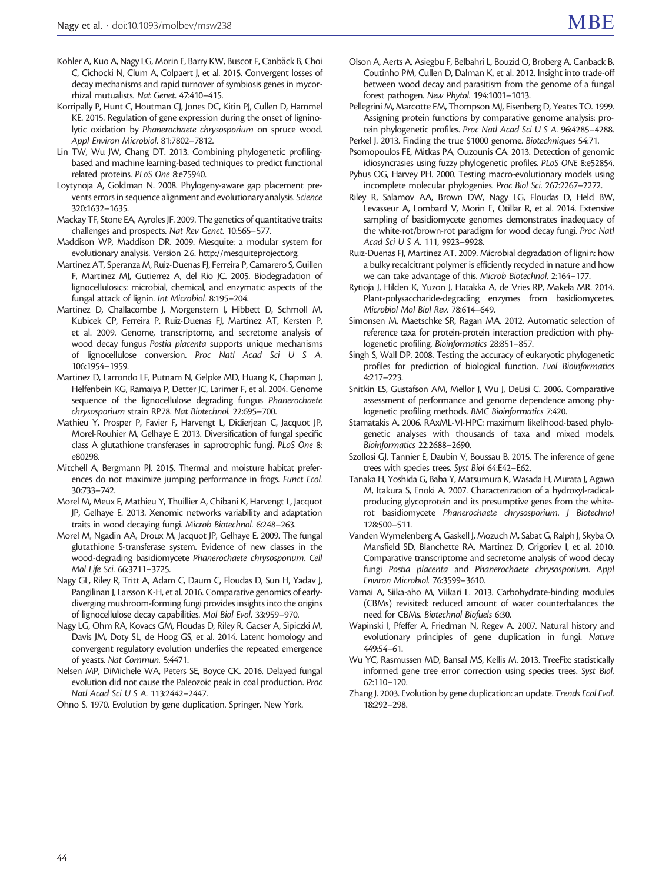Kohler A, Kuo A, Nagy LG, Morin E, Barry KW, Buscot F, Canbäck B, Choi C, Cichocki N, Clum A, Colpaert J, et al. 2015. Convergent losses of decay mechanisms and rapid turnover of symbiosis genes in mycorrhizal mutualists. *Nat Genet.* 47:410–415.

Korripally P, Hunt C, Houtman CJ, Jones DC, Kitin PJ, Cullen D, Hammel KE. 2015. Regulation of gene expression during the onset of ligninolytic oxidation by *Phanerochaete chrysosporium* on spruce wood. *Appl Environ Microbiol*. 81:7802–7812.

Lin TW, Wu JW, Chang DT. 2013. Combining phylogenetic profiling-based and machine learning-based techniques to predict functional related proteins. *PLoS One* 8:e75940.

Loytynoja A, Goldman N. 2008. Phylogeny-aware gap placement prevents errors in sequence alignment and evolutionary analysis. *Science* 320:1632–1635.

Mackay TF, Stone EA, Ayroles JF. 2009. The genetics of quantitative traits: challenges and prospects. *Nat Rev Genet.* 10:565–577.

Maddison WP, Maddison DR. 2009. Mesquite: a modular system for evolutionary analysis. Version 2.6. http://mesquiteproject.org.

Martinez AT, Speranza M, Ruiz-Duenas FJ, Ferreira P, Camarero S, Guillen F, Martinez MJ, Gutierrez A, del Rio JC. 2005. Biodegradation of lignocellulosics: microbial, chemical, and enzymatic aspects of the fungal attack of lignin. *Int Microbiol.* 8:195–204.

Martinez D, Challacombe J, Morgenstern I, Hibbett D, Schmoll M, Kubicek CP, Ferreira P, Ruiz-Duenas FJ, Martinez AT, Kersten P, et al. 2009. Genome, transcriptome, and secretome analysis of wood decay fungus *Postia placenta* supports unique mechanisms of lignocellulose conversion. *Proc Natl Acad Sci U S A.* 106:1954–1959.

Martinez D, Larrondo LF, Putnam N, Gelpke MD, Huang K, Chapman J, Helfenbein KG, Ramaiya P, Detter JC, Larimer F, et al. 2004. Genome sequence of the lignocellulose degrading fungus *Phanerochaete chrysosporium* strain RP78. *Nat Biotechnol.* 22:695–700.

Mathieu Y, Prosper P, Favier F, Harvengt L, Didierjean C, Jacquot JP, Morel-Rouhier M, Gelhaye E. 2013. Diversification of fungal specific class A glutathione transferases in saprotrophic fungi. *PLoS One* 8: e80298.

Mitchell A, Bergmann PJ. 2015. Thermal and moisture habitat preferences do not maximize jumping performance in frogs. *Funct Ecol.* 30:733–742.

Morel M, Meux E, Mathieu Y, Thuillier A, Chibani K, Harvengt L, Jacquot JP, Gelhaye E. 2013. Xenomic networks variability and adaptation traits in wood decaying fungi. *Microb Biotechnol.* 6:248–263.

Morel M, Ngadin AA, Droux M, Jacquot JP, Gelhaye E. 2009. The fungal glutathione S-transferase system. Evidence of new classes in the wood-degrading basidiomycete *Phanerochaete chrysosporium*. *Cell Mol Life Sci.* 66:3711–3725.

Nagy GL, Riley R, Tritt A, Adam C, Daum C, Floudas D, Sun H, Yadav J, Pangilinan J, Larsson K-H, et al. 2016. Comparative genomics of early-diverging mushroom-forming fungi provides insights into the origins of lignocellulose decay capabilities. *Mol Biol Evol*. 33:959–970.

Nagy LG, Ohm RA, Kovacs GM, Floudas D, Riley R, Gacser A, Sipiczki M, Davis JM, Doty SL, de Hoog GS, et al. 2014. Latent homology and convergent regulatory evolution underlies the repeated emergence of yeasts. *Nat Commun.* 5:4471.

Nelsen MP, DiMichele WA, Peters SE, Boyce CK. 2016. Delayed fungal evolution did not cause the Paleozoic peak in coal production. *Proc Natl Acad Sci U S A.* 113:2442–2447.

Ohno S. 1970. Evolution by gene duplication. Springer, New York.

Olson A, Aerts A, Asiegbu F, Belbahri L, Bouzid O, Broberg A, Canback B, Coutinho PM, Cullen D, Dalman K, et al. 2012. Insight into trade-off between wood decay and parasitism from the genome of a fungal forest pathogen. *New Phytol.* 194:1001–1013.

Pellegrini M, Marcotte EM, Thompson MJ, Eisenberg D, Yeates TO. 1999. Assigning protein functions by comparative genome analysis: protein phylogenetic profiles. *Proc Natl Acad Sci U S A.* 96:4285–4288.

Perkel J. 2013. Finding the true $1000 genome. *Biotechniques* 54:71.

Psomopoulos FE, Mitkas PA, Ouzounis CA. 2013. Detection of genomic idiosyncrasies using fuzzy phylogenetic profiles. *PLoS ONE* 8:e52854.

Pybus OG, Harvey PH. 2000. Testing macro-evolutionary models using incomplete molecular phylogenies. *Proc Biol Sci.* 267:2267–2272.

Riley R, Salamov AA, Brown DW, Nagy LG, Floudas D, Held BW, Levasseur A, Lombard V, Morin E, Otillar R, et al. 2014. Extensive sampling of basidiomycete genomes demonstrates inadequacy of the white-rot/brown-rot paradigm for wood decay fungi. *Proc Natl Acad Sci U S A.* 111, 9923–9928.

Ruiz-Duenas FJ, Martinez AT. 2009. Microbial degradation of lignin: how a bulky recalcitrant polymer is efficiently recycled in nature and how we can take advantage of this. *Microb Biotechnol.* 2:164–177.

Rytioja J, Hilden K, Yuzon J, Hatakka A, de Vries RP, Makela MR. 2014. Plant-polysaccharide-degrading enzymes from basidiomycetes. *Microbiol Mol Biol Rev.* 78:614–649.

Simonsen M, Maetschke SR, Ragan MA. 2012. Automatic selection of reference taxa for protein-protein interaction prediction with phylogenetic profiling. *Bioinformatics* 28:851–857.

Singh S, Wall DP. 2008. Testing the accuracy of eukaryotic phylogenetic profiles for prediction of biological function. *Evol Bioinformatics* 4:217–223.

Snitkin ES, Gustafson AM, Mellor J, Wu J, DeLisi C. 2006. Comparative assessment of performance and genome dependence among phylogenetic profiling methods. *BMC Bioinformatics* 7:420.

Stamatakis A. 2006. RAxML-VI-HPC: maximum likelihood-based phylogenetic analyses with thousands of taxa and mixed models. *Bioinformatics* 22:2688–2690.

Szollosi GJ, Tannier E, Daubin V, Boussau B. 2015. The inference of gene trees with species trees. *Syst Biol* 64:E42–E62.

Tanaka H, Yoshida G, Baba Y, Matsumura K, Wasada H, Murata J, Agawa M, Itakura S, Enoki A. 2007. Characterization of a hydroxyl-radical-producing glycoprotein and its presumptive genes from the white-rot basidiomycete *Phanerochaete chrysosporium*. *J Biotechnol* 128:500–511.

Vanden Wymelenberg A, Gaskell J, Mozuch M, Sabat G, Ralph J, Skyba O, Mansfield SD, Blanchette RA, Martinez D, Grigoriev I, et al. 2010. Comparative transcriptome and secretome analysis of wood decay fungi *Postia placenta* and *Phanerochaete chrysosporium*. *Appl Environ Microbiol.* 76:3599–3610.

Varnai A, Siika-aho M, Viikari L. 2013. Carbohydrate-binding modules (CBMs) revisited: reduced amount of water counterbalances the need for CBMs. *Biotechnol Biofuels* 6:30.

Wapinski I, Pfeffer A, Friedman N, Regev A. 2007. Natural history and evolutionary principles of gene duplication in fungi. *Nature* 449:54–61.

Wu YC, Rasmussen MD, Bansal MS, Kellis M. 2013. TreeFix: statistically informed gene tree error correction using species trees. *Syst Biol.* 62:110–120.

Zhang J. 2003. Evolution by gene duplication: an update. *Trends Ecol Evol.* 18:292–298.